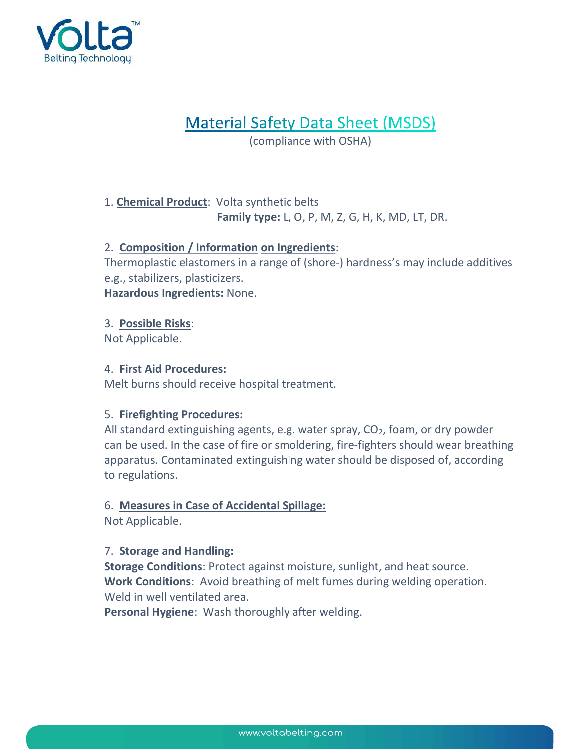# Material Safety Data Sheet (MSDS)

(compliance with OSHA)

1. **Chemical Product**: Volta synthetic belts
   **Family type:** L, O, P, M, Z, G, H, K, MD, LT, DR.

2. **Composition / Information on Ingredients**:
Thermoplastic elastomers in a range of (shore-) hardness's may include additives e.g., stabilizers, plasticizers.
**Hazardous Ingredients:** None.

3. **Possible Risks**:
Not Applicable.

4. **First Aid Procedures:**
Melt burns should receive hospital treatment.

5. **Firefighting Procedures:**
All standard extinguishing agents, e.g. water spray, $CO_2$, foam, or dry powder can be used. In the case of fire or smoldering, fire-fighters should wear breathing apparatus. Contaminated extinguishing water should be disposed of, according to regulations.

6. **Measures in Case of Accidental Spillage:**
Not Applicable.

7. **Storage and Handling:**
**Storage Conditions**: Protect against moisture, sunlight, and heat source.
**Work Conditions**: Avoid breathing of melt fumes during welding operation. Weld in well ventilated area.
**Personal Hygiene**: Wash thoroughly after welding.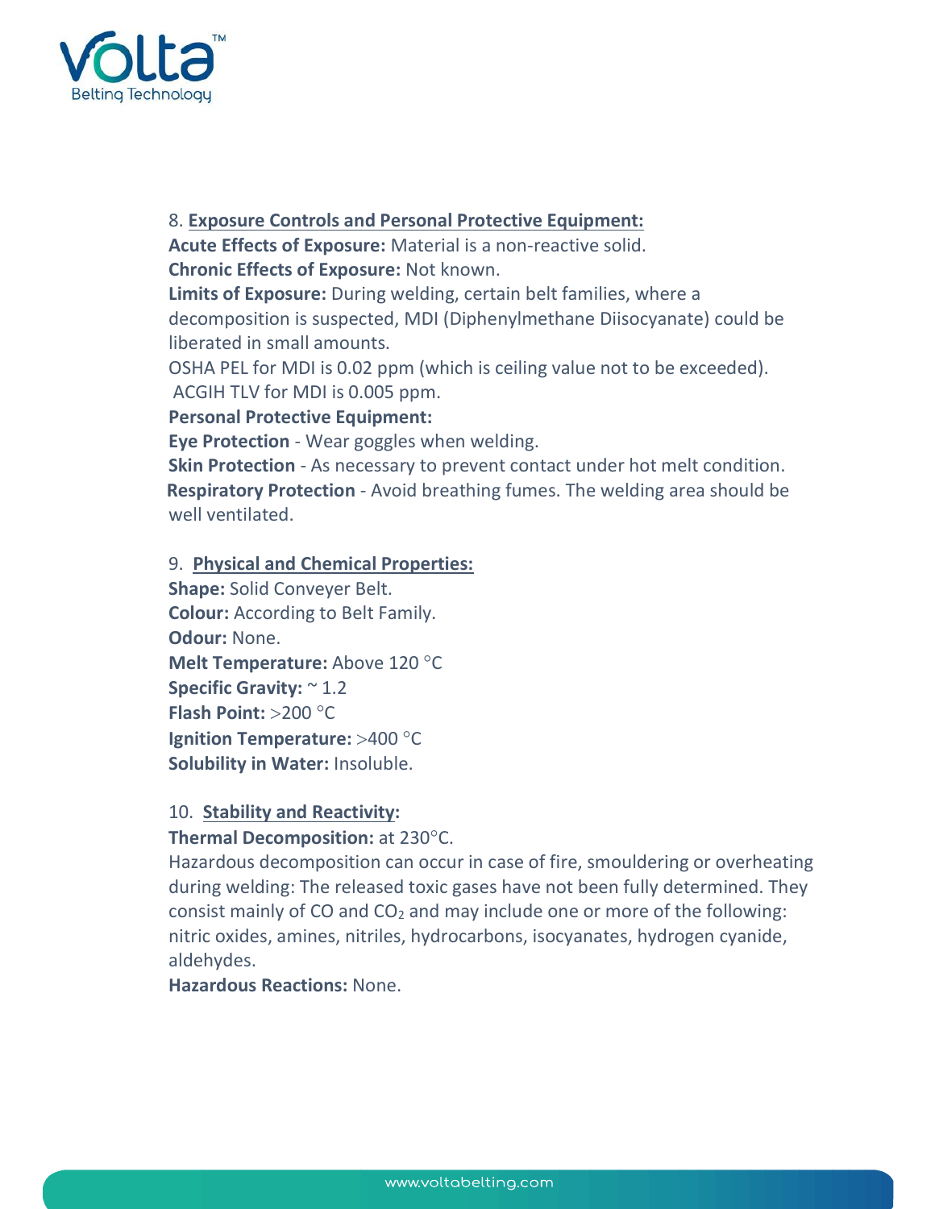8. **Exposure Controls and Personal Protective Equipment:**

**Acute Effects of Exposure:** Material is a non-reactive solid.

**Chronic Effects of Exposure:** Not known.

**Limits of Exposure:** During welding, certain belt families, where a decomposition is suspected, MDI (Diphenylmethane Diisocyanate) could be liberated in small amounts.

OSHA PEL for MDI is 0.02 ppm (which is ceiling value not to be exceeded).

ACGIH TLV for MDI is 0.005 ppm.

**Personal Protective Equipment:**

**Eye Protection** - Wear goggles when welding.

**Skin Protection** - As necessary to prevent contact under hot melt condition.

**Respiratory Protection** - Avoid breathing fumes. The welding area should be well ventilated.

9. **Physical and Chemical Properties:**

**Shape:** Solid Conveyer Belt.

**Colour:** According to Belt Family.

**Odour:** None.

**Melt Temperature:** Above 120 °C

**Specific Gravity:** ~ 1.2

**Flash Point:** >200 °C

**Ignition Temperature:** >400 °C

**Solubility in Water:** Insoluble.

10. **Stability and Reactivity:**

**Thermal Decomposition:** at 230°C.

Hazardous decomposition can occur in case of fire, smouldering or overheating during welding: The released toxic gases have not been fully determined. They consist mainly of CO and $CO_2$ and may include one or more of the following: nitric oxides, amines, nitriles, hydrocarbons, isocyanates, hydrogen cyanide, aldehydes.

**Hazardous Reactions:** None.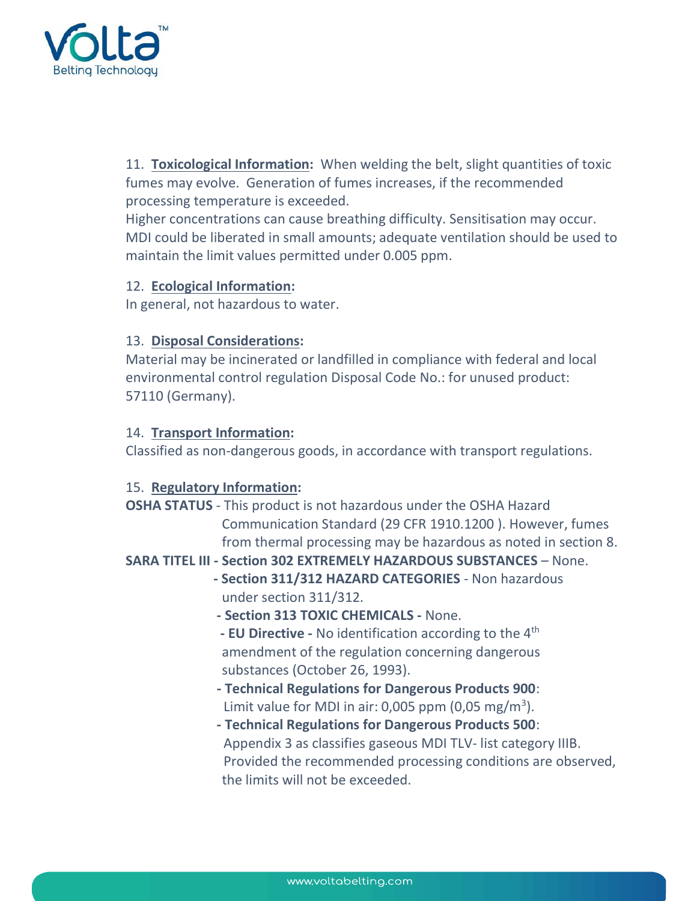11. **<u>Toxicological Information</u>:** When welding the belt, slight quantities of toxic fumes may evolve. Generation of fumes increases, if the recommended processing temperature is exceeded.
Higher concentrations can cause breathing difficulty. Sensitisation may occur. MDI could be liberated in small amounts; adequate ventilation should be used to maintain the limit values permitted under 0.005 ppm.

12. **<u>Ecological Information</u>:**
In general, not hazardous to water.

13. **<u>Disposal Considerations</u>:**
Material may be incinerated or landfilled in compliance with federal and local environmental control regulation Disposal Code No.: for unused product: 57110 (Germany).

14. **<u>Transport Information</u>:**
Classified as non-dangerous goods, in accordance with transport regulations.

15. **<u>Regulatory Information</u>:**

**OSHA STATUS** - This product is not hazardous under the OSHA Hazard Communication Standard (29 CFR 1910.1200 ). However, fumes from thermal processing may be hazardous as noted in section 8.

**SARA TITEL III - Section 302 EXTREMELY HAZARDOUS SUBSTANCES** – None.

- **Section 311/312 HAZARD CATEGORIES** - Non hazardous under section 311/312.
- **Section 313 TOXIC CHEMICALS -** None.
- **EU Directive -** No identification according to the 4th amendment of the regulation concerning dangerous substances (October 26, 1993).
- **Technical Regulations for Dangerous Products 900**: Limit value for MDI in air: 0,005 ppm (0,05 mg/m$^3$).
- **Technical Regulations for Dangerous Products 500**: Appendix 3 as classifies gaseous MDI TLV- list category IIIB. Provided the recommended processing conditions are observed, the limits will not be exceeded.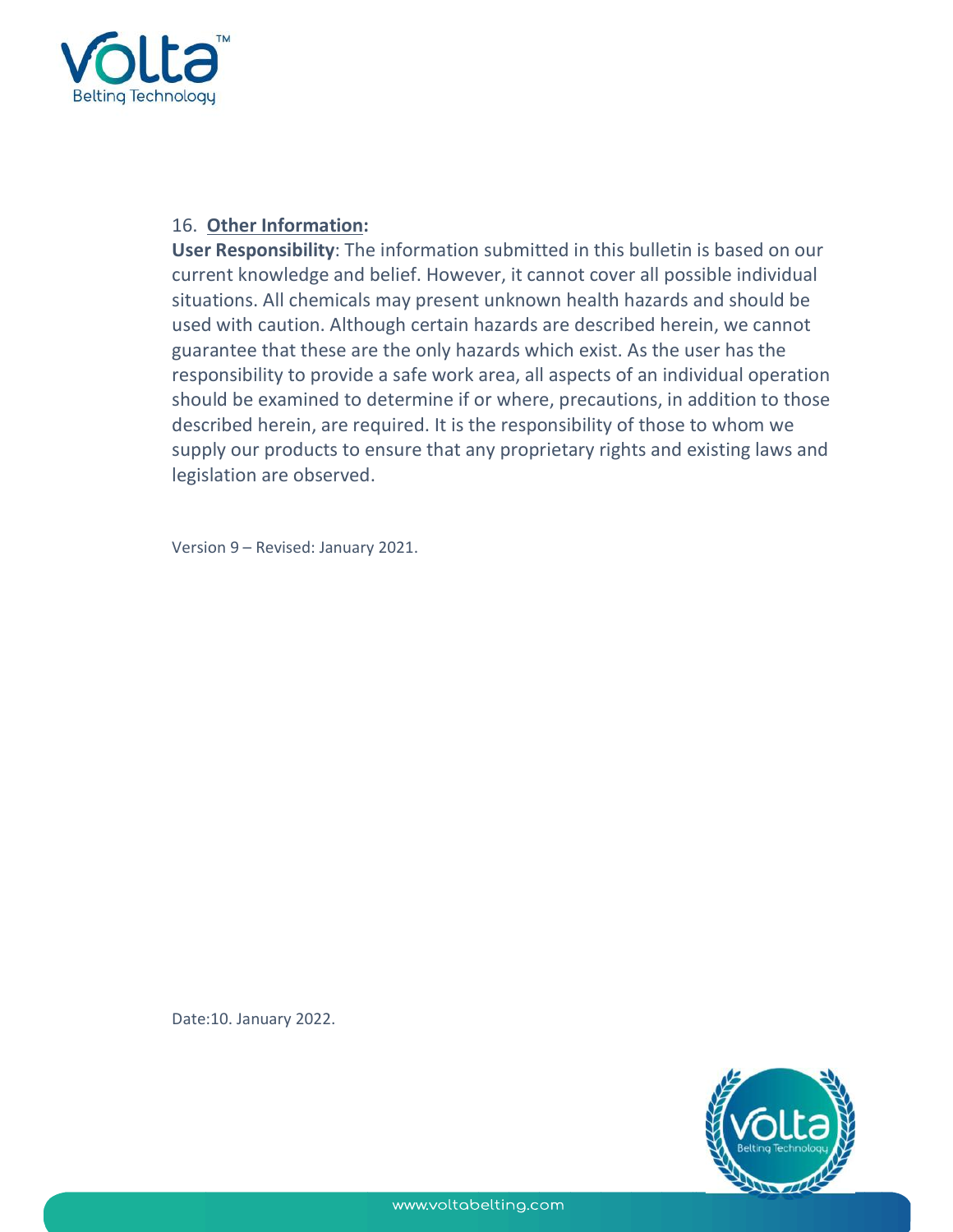## 16. **Other Information:**

**User Responsibility**: The information submitted in this bulletin is based on our current knowledge and belief. However, it cannot cover all possible individual situations. All chemicals may present unknown health hazards and should be used with caution. Although certain hazards are described herein, we cannot guarantee that these are the only hazards which exist. As the user has the responsibility to provide a safe work area, all aspects of an individual operation should be examined to determine if or where, precautions, in addition to those described herein, are required. It is the responsibility of those to whom we supply our products to ensure that any proprietary rights and existing laws and legislation are observed.

Version 9 – Revised: January 2021.

Date:10. January 2022.